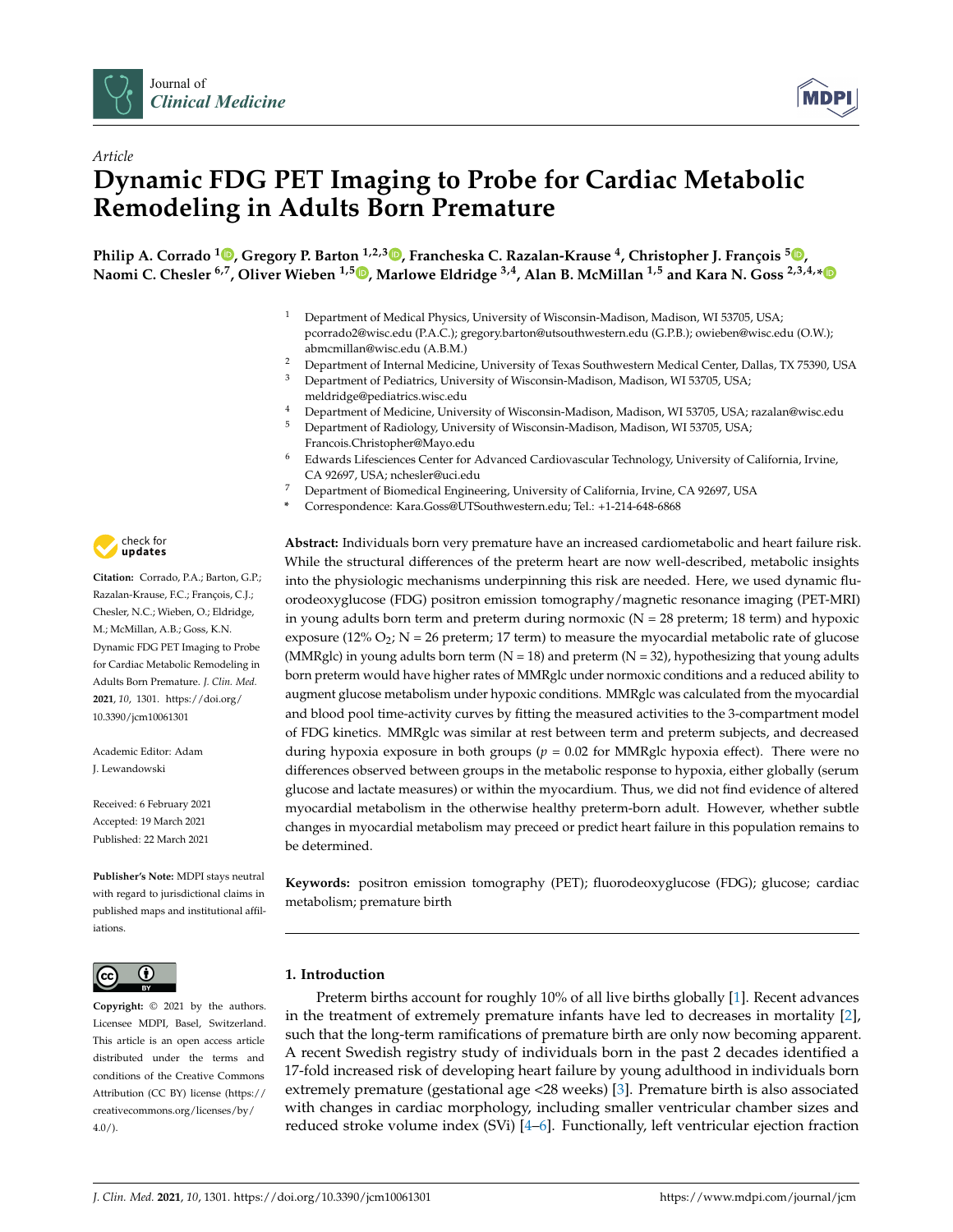Article

# Dynamic FDG PET Imaging to Probe for Cardiac Metabolic Remodeling in Adults Born Premature

**Philip A. Corrado [1], Gregory P. Barton [1,2,3], Francheska C. Razalan-Krause [4], Christopher J. François [5], Naomi C. Chesler [6,7], Oliver Wieben [1,5], Marlowe Eldridge [3,4], Alan B. McMillan [1,5] and Kara N. Goss [2,3,4,*]**

1 Department of Medical Physics, University of Wisconsin-Madison, Madison, WI 53705, USA; pcorrado2@wisc.edu (P.A.C.); gregory.barton@utsouthwestern.edu (G.P.B.); owieben@wisc.edu (O.W.); abmcmillan@wisc.edu (A.B.M.)
2 Department of Internal Medicine, University of Texas Southwestern Medical Center, Dallas, TX 75390, USA
3 Department of Pediatrics, University of Wisconsin-Madison, Madison, WI 53705, USA; meldridge@pediatrics.wisc.edu
4 Department of Medicine, University of Wisconsin-Madison, Madison, WI 53705, USA; razalan@wisc.edu
5 Department of Radiology, University of Wisconsin-Madison, Madison, WI 53705, USA; Francois.Christopher@Mayo.edu
6 Edwards Lifesciences Center for Advanced Cardiovascular Technology, University of California, Irvine, CA 92697, USA; nchesler@uci.edu
7 Department of Biomedical Engineering, University of California, Irvine, CA 92697, USA
* Correspondence: Kara.Goss@UTSouthwestern.edu; Tel.: +1-214-648-6868

**Citation:** Corrado, P.A.; Barton, G.P.; Razalan-Krause, F.C.; François, C.J.; Chesler, N.C.; Wieben, O.; Eldridge, M.; McMillan, A.B.; Goss, K.N. Dynamic FDG PET Imaging to Probe for Cardiac Metabolic Remodeling in Adults Born Premature. *J. Clin. Med.* **2021**, *10*, 1301. https://doi.org/10.3390/jcm10061301

Academic Editor: Adam J. Lewandowski

Received: 6 February 2021
Accepted: 19 March 2021
Published: 22 March 2021

**Publisher's Note:** MDPI stays neutral with regard to jurisdictional claims in published maps and institutional affiliations.

**Copyright:** © 2021 by the authors. Licensee MDPI, Basel, Switzerland. This article is an open access article distributed under the terms and conditions of the Creative Commons Attribution (CC BY) license (https://creativecommons.org/licenses/by/4.0/).

**Abstract:** Individuals born very premature have an increased cardiometabolic and heart failure risk. While the structural differences of the preterm heart are now well-described, metabolic insights into the physiologic mechanisms underpinning this risk are needed. Here, we used dynamic fluorodeoxyglucose (FDG) positron emission tomography/magnetic resonance imaging (PET-MRI) in young adults born term and preterm during normoxic (N = 28 preterm; 18 term) and hypoxic exposure (12% $O_2$; N = 26 preterm; 17 term) to measure the myocardial metabolic rate of glucose (MMRglc) in young adults born term (N = 18) and preterm (N = 32), hypothesizing that young adults born preterm would have higher rates of MMRglc under normoxic conditions and a reduced ability to augment glucose metabolism under hypoxic conditions. MMRglc was calculated from the myocardial and blood pool time-activity curves by fitting the measured activities to the 3-compartment model of FDG kinetics. MMRglc was similar at rest between term and preterm subjects, and decreased during hypoxia exposure in both groups ($p$ = 0.02 for MMRglc hypoxia effect). There were no differences observed between groups in the metabolic response to hypoxia, either globally (serum glucose and lactate measures) or within the myocardium. Thus, we did not find evidence of altered myocardial metabolism in the otherwise healthy preterm-born adult. However, whether subtle changes in myocardial metabolism may preceed or predict heart failure in this population remains to be determined.

**Keywords:** positron emission tomography (PET); fluorodeoxyglucose (FDG); glucose; cardiac metabolism; premature birth

## 1. Introduction

Preterm births account for roughly 10% of all live births globally [1]. Recent advances in the treatment of extremely premature infants have led to decreases in mortality [2], such that the long-term ramifications of premature birth are only now becoming apparent. A recent Swedish registry study of individuals born in the past 2 decades identified a 17-fold increased risk of developing heart failure by young adulthood in individuals born extremely premature (gestational age <28 weeks) [3]. Premature birth is also associated with changes in cardiac morphology, including smaller ventricular chamber sizes and reduced stroke volume index (SVi) [4–6]. Functionally, left ventricular ejection fraction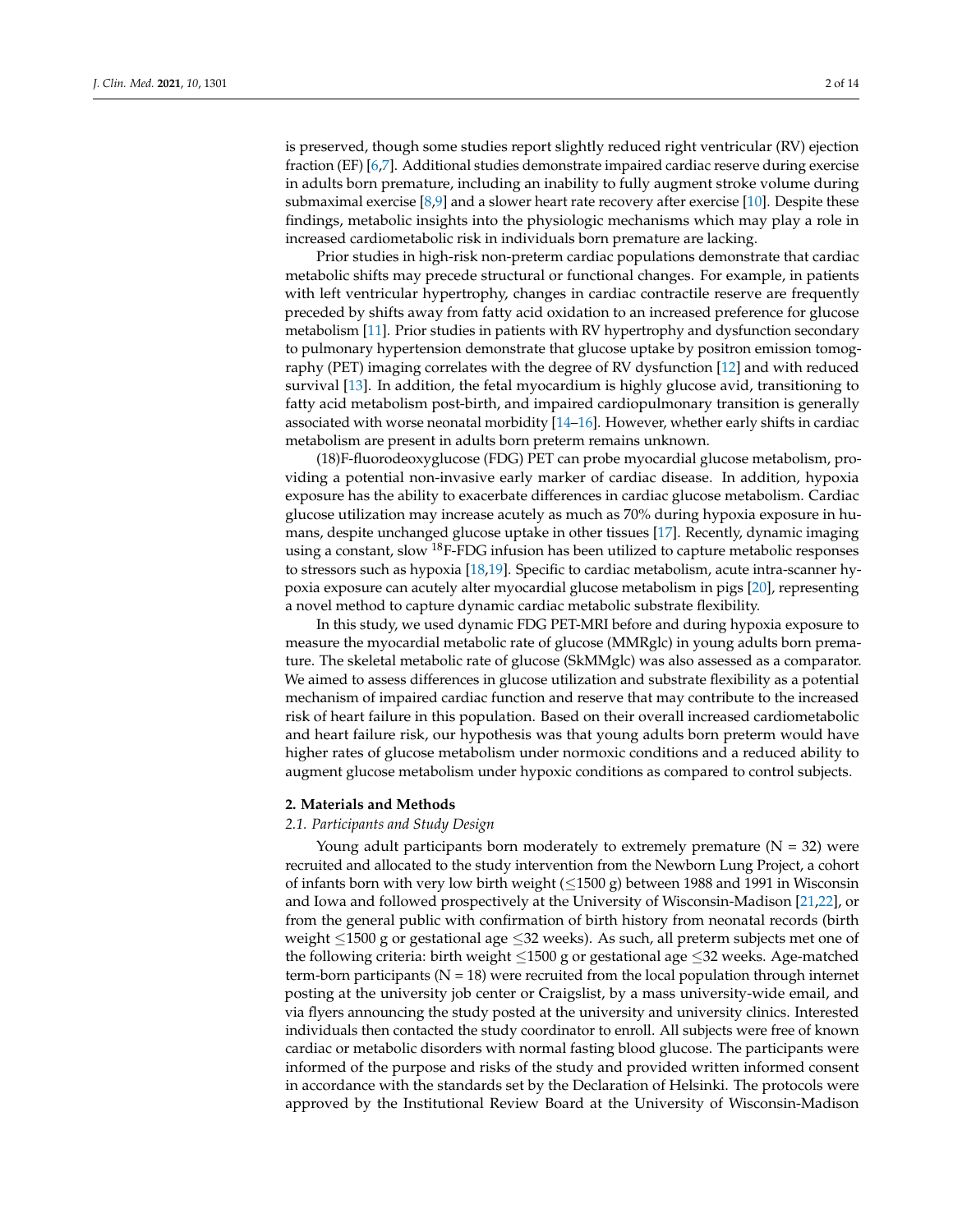is preserved, though some studies report slightly reduced right ventricular (RV) ejection fraction (EF) [6,7]. Additional studies demonstrate impaired cardiac reserve during exercise in adults born premature, including an inability to fully augment stroke volume during submaximal exercise [8,9] and a slower heart rate recovery after exercise [10]. Despite these findings, metabolic insights into the physiologic mechanisms which may play a role in increased cardiometabolic risk in individuals born premature are lacking.

Prior studies in high-risk non-preterm cardiac populations demonstrate that cardiac metabolic shifts may precede structural or functional changes. For example, in patients with left ventricular hypertrophy, changes in cardiac contractile reserve are frequently preceded by shifts away from fatty acid oxidation to an increased preference for glucose metabolism [11]. Prior studies in patients with RV hypertrophy and dysfunction secondary to pulmonary hypertension demonstrate that glucose uptake by positron emission tomography (PET) imaging correlates with the degree of RV dysfunction [12] and with reduced survival [13]. In addition, the fetal myocardium is highly glucose avid, transitioning to fatty acid metabolism post-birth, and impaired cardiopulmonary transition is generally associated with worse neonatal morbidity [14–16]. However, whether early shifts in cardiac metabolism are present in adults born preterm remains unknown.

(18)F-fluorodeoxyglucose (FDG) PET can probe myocardial glucose metabolism, providing a potential non-invasive early marker of cardiac disease. In addition, hypoxia exposure has the ability to exacerbate differences in cardiac glucose metabolism. Cardiac glucose utilization may increase acutely as much as 70% during hypoxia exposure in humans, despite unchanged glucose uptake in other tissues [17]. Recently, dynamic imaging using a constant, slow $^{18}$F-FDG infusion has been utilized to capture metabolic responses to stressors such as hypoxia [18,19]. Specific to cardiac metabolism, acute intra-scanner hypoxia exposure can acutely alter myocardial glucose metabolism in pigs [20], representing a novel method to capture dynamic cardiac metabolic substrate flexibility.

In this study, we used dynamic FDG PET-MRI before and during hypoxia exposure to measure the myocardial metabolic rate of glucose (MMRglc) in young adults born premature. The skeletal metabolic rate of glucose (SkMMglc) was also assessed as a comparator. We aimed to assess differences in glucose utilization and substrate flexibility as a potential mechanism of impaired cardiac function and reserve that may contribute to the increased risk of heart failure in this population. Based on their overall increased cardiometabolic and heart failure risk, our hypothesis was that young adults born preterm would have higher rates of glucose metabolism under normoxic conditions and a reduced ability to augment glucose metabolism under hypoxic conditions as compared to control subjects.

## 2. Materials and Methods

### *2.1. Participants and Study Design*

Young adult participants born moderately to extremely premature (N = 32) were recruited and allocated to the study intervention from the Newborn Lung Project, a cohort of infants born with very low birth weight ($\leq$1500 g) between 1988 and 1991 in Wisconsin and Iowa and followed prospectively at the University of Wisconsin-Madison [21,22], or from the general public with confirmation of birth history from neonatal records (birth weight $\leq$1500 g or gestational age $\leq$32 weeks). As such, all preterm subjects met one of the following criteria: birth weight $\leq$1500 g or gestational age $\leq$32 weeks. Age-matched term-born participants (N = 18) were recruited from the local population through internet posting at the university job center or Craigslist, by a mass university-wide email, and via flyers announcing the study posted at the university and university clinics. Interested individuals then contacted the study coordinator to enroll. All subjects were free of known cardiac or metabolic disorders with normal fasting blood glucose. The participants were informed of the purpose and risks of the study and provided written informed consent in accordance with the standards set by the Declaration of Helsinki. The protocols were approved by the Institutional Review Board at the University of Wisconsin-Madison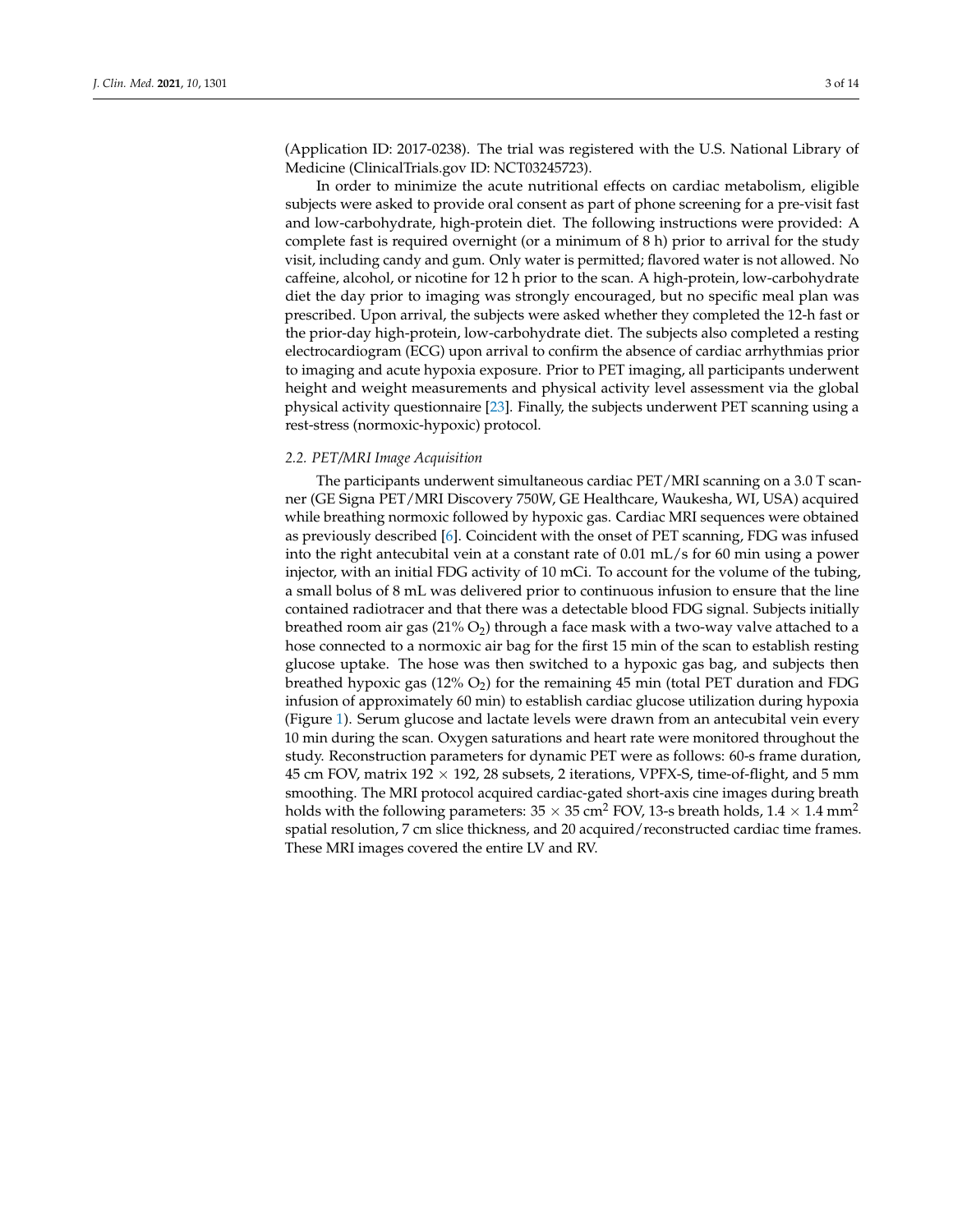(Application ID: 2017-0238). The trial was registered with the U.S. National Library of Medicine (ClinicalTrials.gov ID: NCT03245723).

In order to minimize the acute nutritional effects on cardiac metabolism, eligible subjects were asked to provide oral consent as part of phone screening for a pre-visit fast and low-carbohydrate, high-protein diet. The following instructions were provided: A complete fast is required overnight (or a minimum of 8 h) prior to arrival for the study visit, including candy and gum. Only water is permitted; flavored water is not allowed. No caffeine, alcohol, or nicotine for 12 h prior to the scan. A high-protein, low-carbohydrate diet the day prior to imaging was strongly encouraged, but no specific meal plan was prescribed. Upon arrival, the subjects were asked whether they completed the 12-h fast or the prior-day high-protein, low-carbohydrate diet. The subjects also completed a resting electrocardiogram (ECG) upon arrival to confirm the absence of cardiac arrhythmias prior to imaging and acute hypoxia exposure. Prior to PET imaging, all participants underwent height and weight measurements and physical activity level assessment via the global physical activity questionnaire [23]. Finally, the subjects underwent PET scanning using a rest-stress (normoxic-hypoxic) protocol.

### *2.2. PET/MRI Image Acquisition*

The participants underwent simultaneous cardiac PET/MRI scanning on a 3.0 T scanner (GE Signa PET/MRI Discovery 750W, GE Healthcare, Waukesha, WI, USA) acquired while breathing normoxic followed by hypoxic gas. Cardiac MRI sequences were obtained as previously described [6]. Coincident with the onset of PET scanning, FDG was infused into the right antecubital vein at a constant rate of 0.01 mL/s for 60 min using a power injector, with an initial FDG activity of 10 mCi. To account for the volume of the tubing, a small bolus of 8 mL was delivered prior to continuous infusion to ensure that the line contained radiotracer and that there was a detectable blood FDG signal. Subjects initially breathed room air gas (21% $O_2$) through a face mask with a two-way valve attached to a hose connected to a normoxic air bag for the first 15 min of the scan to establish resting glucose uptake. The hose was then switched to a hypoxic gas bag, and subjects then breathed hypoxic gas (12% $O_2$) for the remaining 45 min (total PET duration and FDG infusion of approximately 60 min) to establish cardiac glucose utilization during hypoxia (Figure 1). Serum glucose and lactate levels were drawn from an antecubital vein every 10 min during the scan. Oxygen saturations and heart rate were monitored throughout the study. Reconstruction parameters for dynamic PET were as follows: 60-s frame duration, 45 cm FOV, matrix 192 $\times$ 192, 28 subsets, 2 iterations, VPFX-S, time-of-flight, and 5 mm smoothing. The MRI protocol acquired cardiac-gated short-axis cine images during breath holds with the following parameters: 35 $\times$ 35 $cm^2$ FOV, 13-s breath holds, 1.4 $\times$ 1.4 $mm^2$ spatial resolution, 7 cm slice thickness, and 20 acquired/reconstructed cardiac time frames. These MRI images covered the entire LV and RV.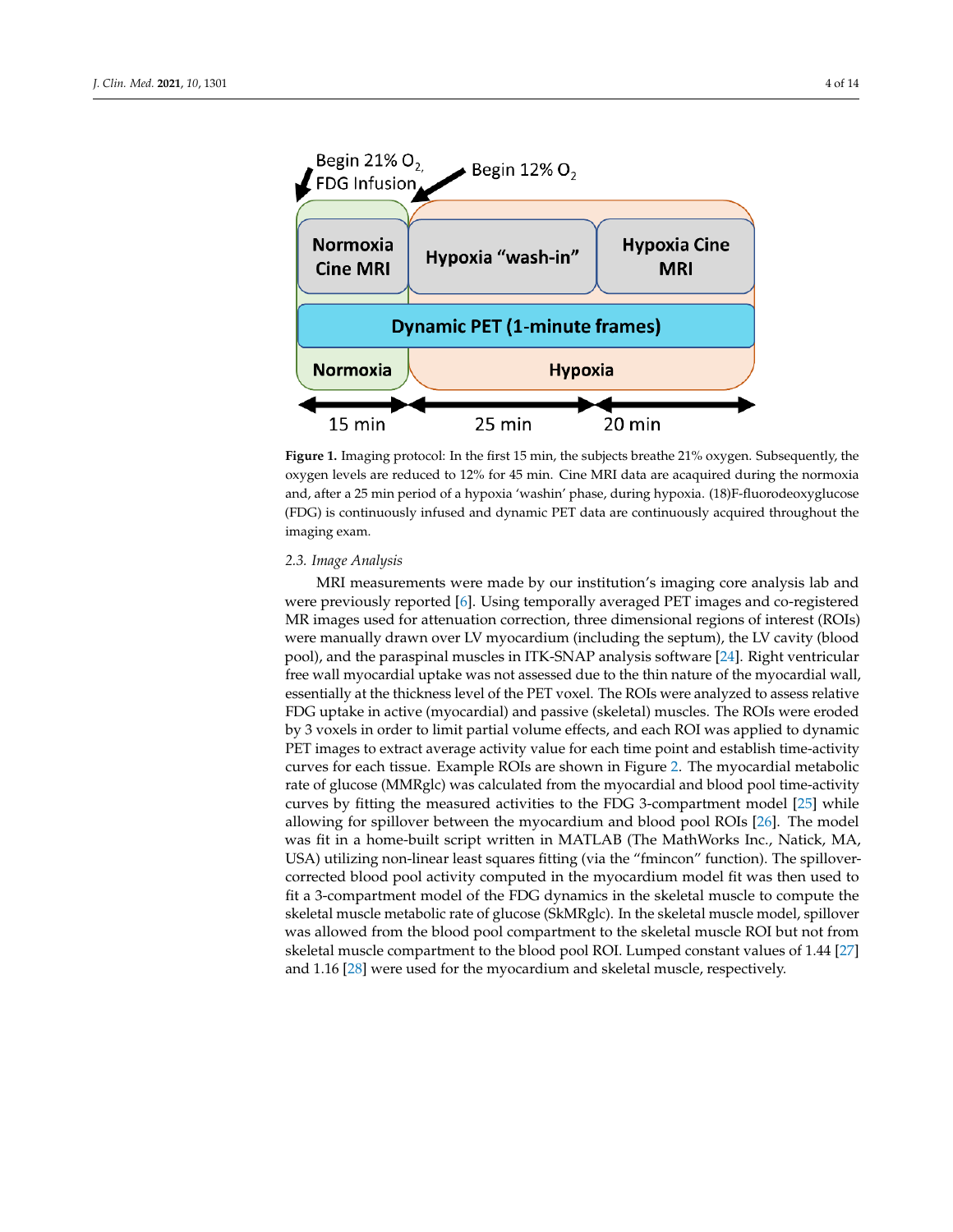**Figure 1.** Imaging protocol: In the first 15 min, the subjects breathe 21% oxygen. Subsequently, the oxygen levels are reduced to 12% for 45 min. Cine MRI data are acaquired during the normoxia and, after a 25 min period of a hypoxia 'washin' phase, during hypoxia. (18)F-fluorodeoxyglucose (FDG) is continuously infused and dynamic PET data are continuously acquired throughout the imaging exam.

### 2.3. Image Analysis

MRI measurements were made by our institution's imaging core analysis lab and were previously reported [6]. Using temporally averaged PET images and co-registered MR images used for attenuation correction, three dimensional regions of interest (ROIs) were manually drawn over LV myocardium (including the septum), the LV cavity (blood pool), and the paraspinal muscles in ITK-SNAP analysis software [24]. Right ventricular free wall myocardial uptake was not assessed due to the thin nature of the myocardial wall, essentially at the thickness level of the PET voxel. The ROIs were analyzed to assess relative FDG uptake in active (myocardial) and passive (skeletal) muscles. The ROIs were eroded by 3 voxels in order to limit partial volume effects, and each ROI was applied to dynamic PET images to extract average activity value for each time point and establish time-activity curves for each tissue. Example ROIs are shown in Figure 2. The myocardial metabolic rate of glucose (MMRglc) was calculated from the myocardial and blood pool time-activity curves by fitting the measured activities to the FDG 3-compartment model [25] while allowing for spillover between the myocardium and blood pool ROIs [26]. The model was fit in a home-built script written in MATLAB (The MathWorks Inc., Natick, MA, USA) utilizing non-linear least squares fitting (via the "fmincon" function). The spillover-corrected blood pool activity computed in the myocardium model fit was then used to fit a 3-compartment model of the FDG dynamics in the skeletal muscle to compute the skeletal muscle metabolic rate of glucose (SkMRglc). In the skeletal muscle model, spillover was allowed from the blood pool compartment to the skeletal muscle ROI but not from skeletal muscle compartment to the blood pool ROI. Lumped constant values of 1.44 [27] and 1.16 [28] were used for the myocardium and skeletal muscle, respectively.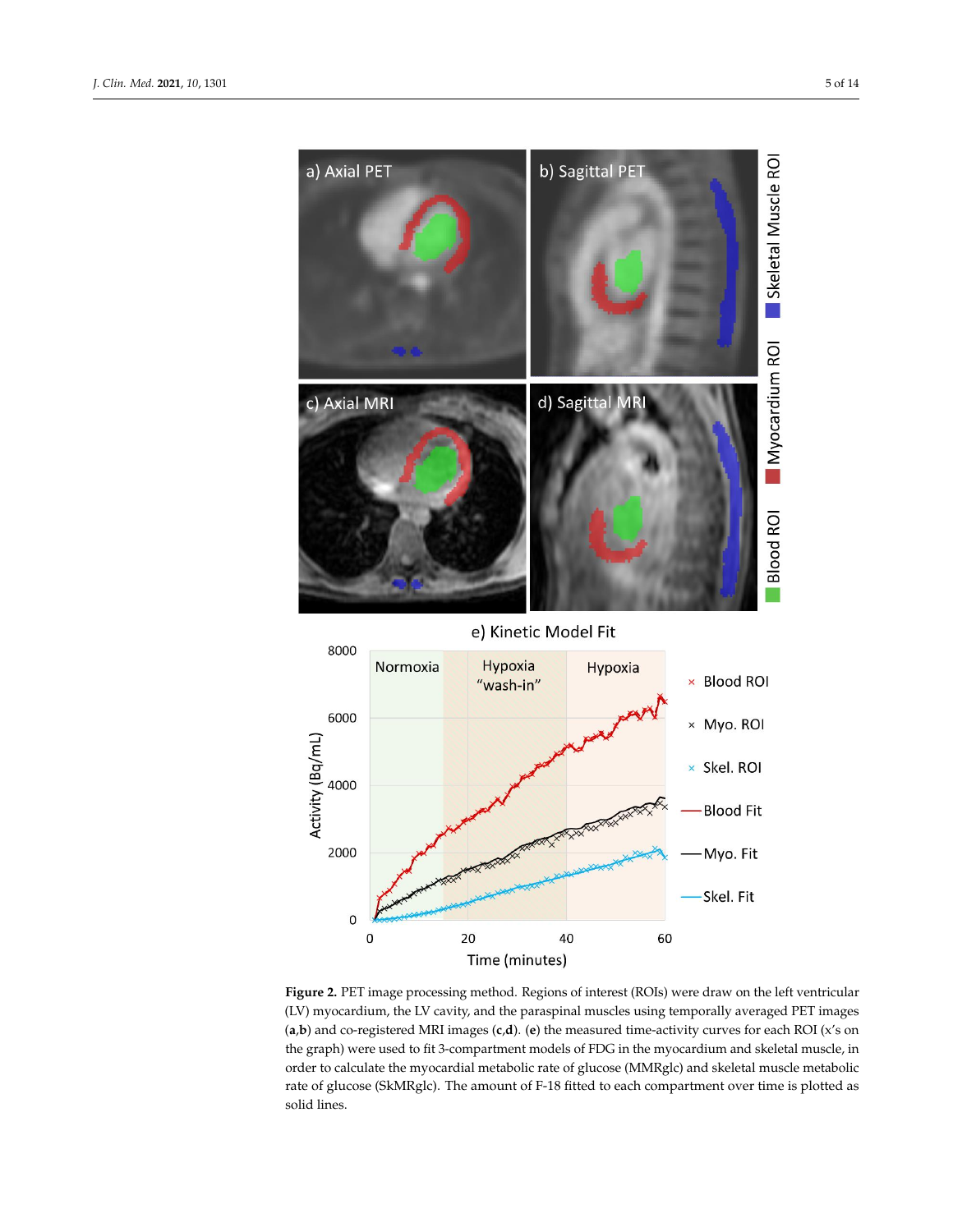**Figure 2.** PET image processing method. Regions of interest (ROIs) were draw on the left ventricular (LV) myocardium, the LV cavity, and the paraspinal muscles using temporally averaged PET images (**a**,**b**) and co-registered MRI images (**c**,**d**). (**e**) the measured time-activity curves for each ROI (x's on the graph) were used to fit 3-compartment models of FDG in the myocardium and skeletal muscle, in order to calculate the myocardial metabolic rate of glucose (MMRglc) and skeletal muscle metabolic rate of glucose (SkMRglc). The amount of F-18 fitted to each compartment over time is plotted as solid lines.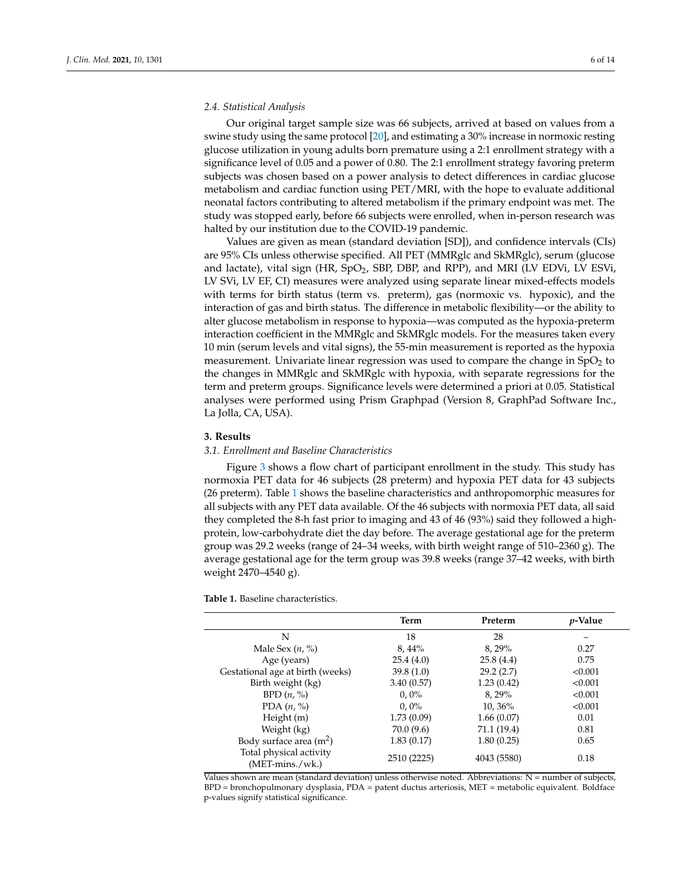### 2.4. Statistical Analysis

Our original target sample size was 66 subjects, arrived at based on values from a swine study using the same protocol [20], and estimating a 30% increase in normoxic resting glucose utilization in young adults born premature using a 2:1 enrollment strategy with a significance level of 0.05 and a power of 0.80. The 2:1 enrollment strategy favoring preterm subjects was chosen based on a power analysis to detect differences in cardiac glucose metabolism and cardiac function using PET/MRI, with the hope to evaluate additional neonatal factors contributing to altered metabolism if the primary endpoint was met. The study was stopped early, before 66 subjects were enrolled, when in-person research was halted by our institution due to the COVID-19 pandemic.

Values are given as mean (standard deviation [SD]), and confidence intervals (CIs) are 95% CIs unless otherwise specified. All PET (MMRglc and SkMRglc), serum (glucose and lactate), vital sign (HR, $SpO_2$, SBP, DBP, and RPP), and MRI (LV EDVi, LV ESVi, LV SVi, LV EF, CI) measures were analyzed using separate linear mixed-effects models with terms for birth status (term vs. preterm), gas (normoxic vs. hypoxic), and the interaction of gas and birth status. The difference in metabolic flexibility—or the ability to alter glucose metabolism in response to hypoxia—was computed as the hypoxia-preterm interaction coefficient in the MMRglc and SkMRglc models. For the measures taken every 10 min (serum levels and vital signs), the 55-min measurement is reported as the hypoxia measurement. Univariate linear regression was used to compare the change in $SpO_2$ to the changes in MMRglc and SkMRglc with hypoxia, with separate regressions for the term and preterm groups. Significance levels were determined a priori at 0.05. Statistical analyses were performed using Prism Graphpad (Version 8, GraphPad Software Inc., La Jolla, CA, USA).

## 3. Results

### 3.1. Enrollment and Baseline Characteristics

Figure 3 shows a flow chart of participant enrollment in the study. This study has normoxia PET data for 46 subjects (28 preterm) and hypoxia PET data for 43 subjects (26 preterm). Table 1 shows the baseline characteristics and anthropomorphic measures for all subjects with any PET data available. Of the 46 subjects with normoxia PET data, all said they completed the 8-h fast prior to imaging and 43 of 46 (93%) said they followed a high-protein, low-carbohydrate diet the day before. The average gestational age for the preterm group was 29.2 weeks (range of 24–34 weeks, with birth weight range of 510–2360 g). The average gestational age for the term group was 39.8 weeks (range 37–42 weeks, with birth weight 2470–4540 g).

**Table 1.** Baseline characteristics.

| | Term | Preterm | *p*-Value |
|---|---|---|---|
| N | 18 | 28 | – |
| Male Sex (*n*, %) | 8, 44% | 8, 29% | 0.27 |
| Age (years) | 25.4 (4.0) | 25.8 (4.4) | 0.75 |
| Gestational age at birth (weeks) | 39.8 (1.0) | 29.2 (2.7) | <0.001 |
| Birth weight (kg) | 3.40 (0.57) | 1.23 (0.42) | <0.001 |
| BPD (*n*, %) | 0, 0% | 8, 29% | <0.001 |
| PDA (*n*, %) | 0, 0% | 10, 36% | <0.001 |
| Height (m) | 1.73 (0.09) | 1.66 (0.07) | 0.01 |
| Weight (kg) | 70.0 (9.6) | 71.1 (19.4) | 0.81 |
| Body surface area ($m^2$) | 1.83 (0.17) | 1.80 (0.25) | 0.65 |
| Total physical activity (MET-mins./wk.) | 2510 (2225) | 4043 (5580) | 0.18 |

Values shown are mean (standard deviation) unless otherwise noted. Abbreviations: N = number of subjects, BPD = bronchopulmonary dysplasia, PDA = patent ductus arteriosis, MET = metabolic equivalent. Boldface p-values signify statistical significance.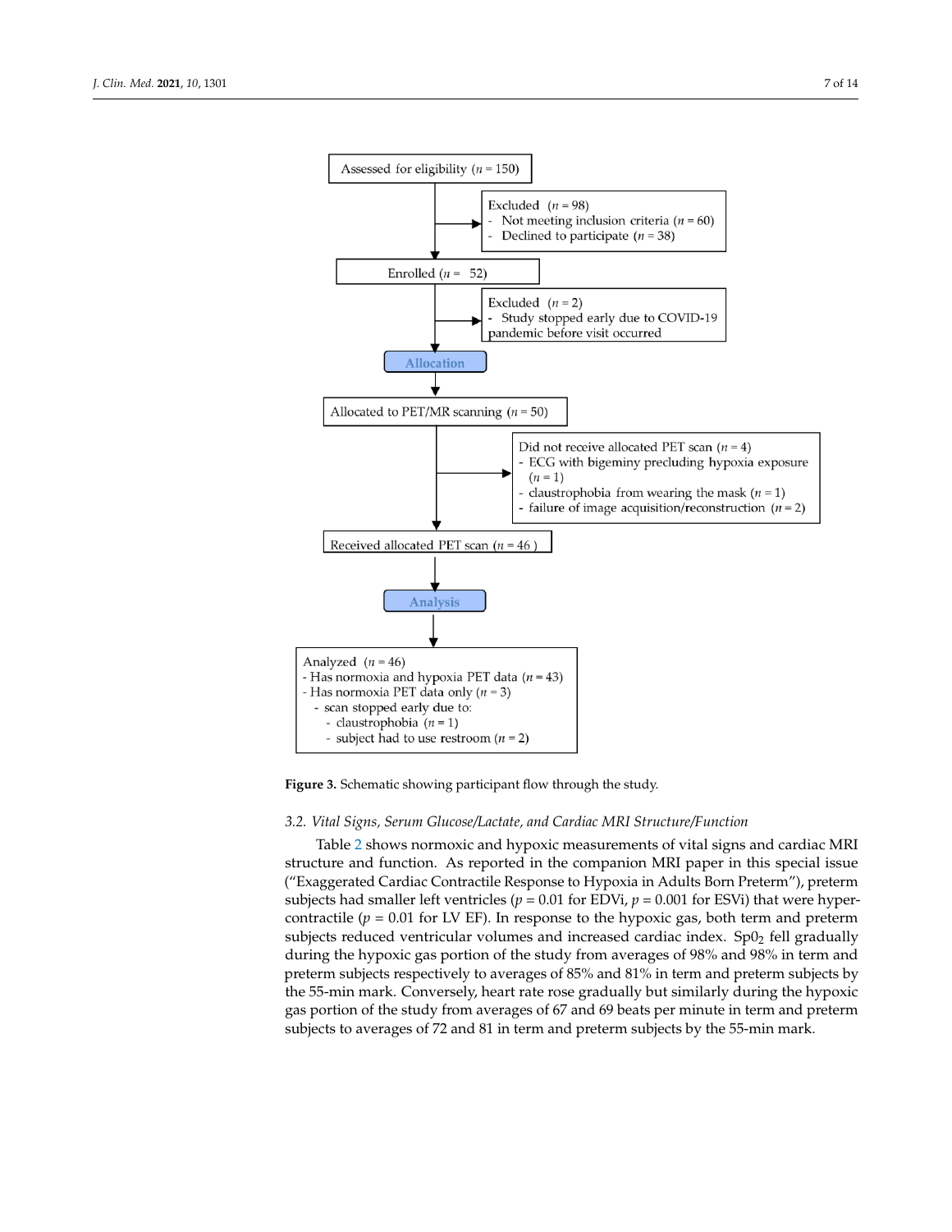Assessed for eligibility ($n = 150$)

Excluded ($n = 98$)
- Not meeting inclusion criteria ($n = 60$)
- Declined to participate ($n = 38$)

Enrolled ($n = 52$)

Excluded ($n = 2$)
- Study stopped early due to COVID-19 pandemic before visit occurred

Allocation

Allocated to PET/MR scanning ($n = 50$)

Did not receive allocated PET scan ($n = 4$)
- ECG with bigeminy precluding hypoxia exposure ($n = 1$)
- claustrophobia from wearing the mask ($n = 1$)
- failure of image acquisition/reconstruction ($n = 2$)

Received allocated PET scan ($n = 46$)

Analysis

Analyzed ($n = 46$)
- Has normoxia and hypoxia PET data ($n = 43$)
- Has normoxia PET data only ($n = 3$)
  - scan stopped early due to:
    - claustrophobia ($n = 1$)
    - subject had to use restroom ($n = 2$)

**Figure 3.** Schematic showing participant flow through the study.

### *3.2. Vital Signs, Serum Glucose/Lactate, and Cardiac MRI Structure/Function*

Table 2 shows normoxic and hypoxic measurements of vital signs and cardiac MRI structure and function. As reported in the companion MRI paper in this special issue ("Exaggerated Cardiac Contractile Response to Hypoxia in Adults Born Preterm"), preterm subjects had smaller left ventricles ($p = 0.01$ for EDVi, $p = 0.001$ for ESVi) that were hyper-contractile ($p = 0.01$ for LV EF). In response to the hypoxic gas, both term and preterm subjects reduced ventricular volumes and increased cardiac index. $Sp0_2$ fell gradually during the hypoxic gas portion of the study from averages of 98% and 98% in term and preterm subjects respectively to averages of 85% and 81% in term and preterm subjects by the 55-min mark. Conversely, heart rate rose gradually but similarly during the hypoxic gas portion of the study from averages of 67 and 69 beats per minute in term and preterm subjects to averages of 72 and 81 in term and preterm subjects by the 55-min mark.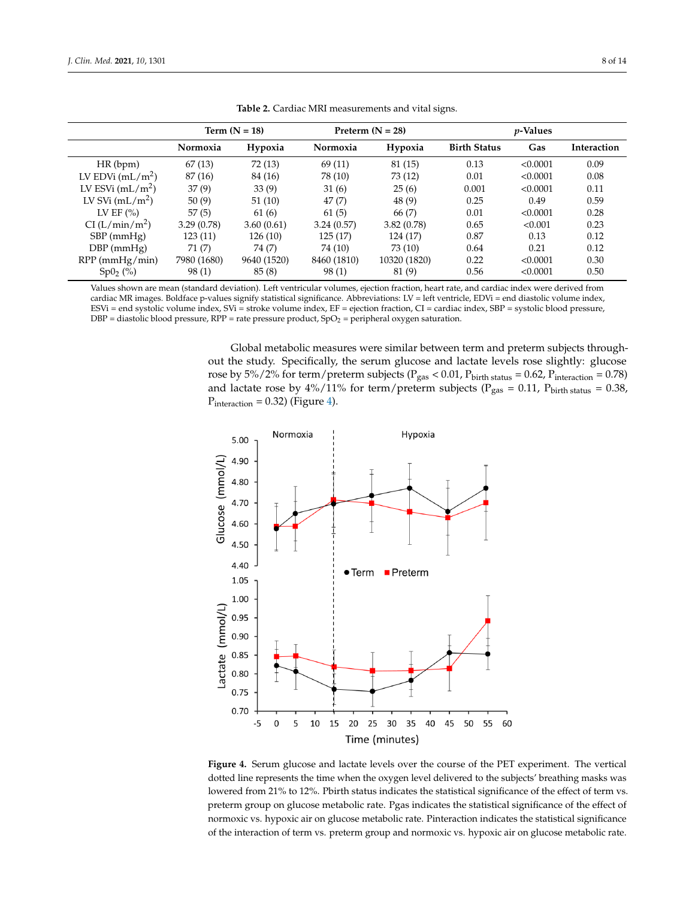**Table 2.** Cardiac MRI measurements and vital signs.

| | Term (N = 18) | | Preterm (N = 28) | | *p*-Values | | |
|---|---|---|---|---|---|---|---|
| | **Normoxia** | **Hypoxia** | **Normoxia** | **Hypoxia** | **Birth Status** | **Gas** | **Interaction** |
| HR (bpm) | 67 (13) | 72 (13) | 69 (11) | 81 (15) | 0.13 | <0.0001 | 0.09 |
| LV EDVi (mL/m$^2$) | 87 (16) | 84 (16) | 78 (10) | 73 (12) | 0.01 | <0.0001 | 0.08 |
| LV ESVi (mL/m$^2$) | 37 (9) | 33 (9) | 31 (6) | 25 (6) | 0.001 | <0.0001 | 0.11 |
| LV SVi (mL/m$^2$) | 50 (9) | 51 (10) | 47 (7) | 48 (9) | 0.25 | 0.49 | 0.59 |
| LV EF (%) | 57 (5) | 61 (6) | 61 (5) | 66 (7) | 0.01 | <0.0001 | 0.28 |
| CI (L/min/m$^2$) | 3.29 (0.78) | 3.60 (0.61) | 3.24 (0.57) | 3.82 (0.78) | 0.65 | <0.001 | 0.23 |
| SBP (mmHg) | 123 (11) | 126 (10) | 125 (17) | 124 (17) | 0.87 | 0.13 | 0.12 |
| DBP (mmHg) | 71 (7) | 74 (7) | 74 (10) | 73 (10) | 0.64 | 0.21 | 0.12 |
| RPP (mmHg/min) | 7980 (1680) | 9640 (1520) | 8460 (1810) | 10320 (1820) | 0.22 | <0.0001 | 0.30 |
| Sp0$_2$ (%) | 98 (1) | 85 (8) | 98 (1) | 81 (9) | 0.56 | <0.0001 | 0.50 |

Values shown are mean (standard deviation). Left ventricular volumes, ejection fraction, heart rate, and cardiac index were derived from cardiac MR images. Boldface p-values signify statistical significance. Abbreviations: LV = left ventricle, EDVi = end diastolic volume index, ESVi = end systolic volume index, SVi = stroke volume index, EF = ejection fraction, CI = cardiac index, SBP = systolic blood pressure, DBP = diastolic blood pressure, RPP = rate pressure product, SpO$_2$ = peripheral oxygen saturation.

Global metabolic measures were similar between term and preterm subjects throughout the study. Specifically, the serum glucose and lactate levels rose slightly: glucose rose by 5%/2% for term/preterm subjects ($P_{gas} < 0.01$, $P_{birth\ status} = 0.62$, $P_{interaction} = 0.78$) and lactate rose by 4%/11% for term/preterm subjects ($P_{gas} = 0.11$, $P_{birth\ status} = 0.38$, $P_{interaction} = 0.32$) (Figure 4).

**Figure 4.** Serum glucose and lactate levels over the course of the PET experiment. The vertical dotted line represents the time when the oxygen level delivered to the subjects' breathing masks was lowered from 21% to 12%. Pbirth status indicates the statistical significance of the effect of term vs. preterm group on glucose metabolic rate. Pgas indicates the statistical significance of the effect of normoxic vs. hypoxic air on glucose metabolic rate. Pinteraction indicates the statistical significance of the interaction of term vs. preterm group and normoxic vs. hypoxic air on glucose metabolic rate.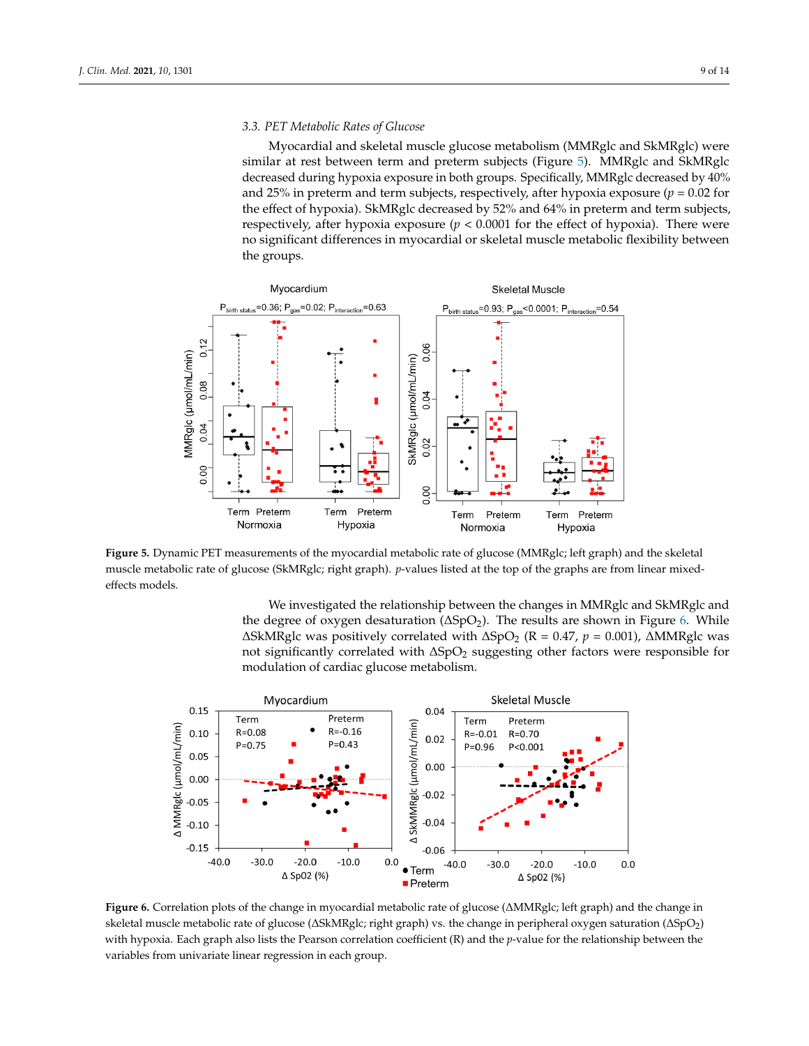### 3.3. PET Metabolic Rates of Glucose

Myocardial and skeletal muscle glucose metabolism (MMRglc and SkMRglc) were similar at rest between term and preterm subjects (Figure 5). MMRglc and SkMRglc decreased during hypoxia exposure in both groups. Specifically, MMRglc decreased by 40% and 25% in preterm and term subjects, respectively, after hypoxia exposure ($p = 0.02$ for the effect of hypoxia). SkMRglc decreased by 52% and 64% in preterm and term subjects, respectively, after hypoxia exposure ($p < 0.0001$ for the effect of hypoxia). There were no significant differences in myocardial or skeletal muscle metabolic flexibility between the groups.

**Figure 5.** Dynamic PET measurements of the myocardial metabolic rate of glucose (MMRglc; left graph) and the skeletal muscle metabolic rate of glucose (SkMRglc; right graph). *p*-values listed at the top of the graphs are from linear mixed-effects models.

We investigated the relationship between the changes in MMRglc and SkMRglc and the degree of oxygen desaturation ($\Delta SpO_2$). The results are shown in Figure 6. While $\Delta$SkMRglc was positively correlated with $\Delta SpO_2$ ($R = 0.47$, $p = 0.001$), $\Delta$MMRglc was not significantly correlated with $\Delta SpO_2$ suggesting other factors were responsible for modulation of cardiac glucose metabolism.

**Figure 6.** Correlation plots of the change in myocardial metabolic rate of glucose ($\Delta$MMRglc; left graph) and the change in skeletal muscle metabolic rate of glucose ($\Delta$SkMRglc; right graph) vs. the change in peripheral oxygen saturation ($\Delta SpO_2$) with hypoxia. Each graph also lists the Pearson correlation coefficient (R) and the *p*-value for the relationship between the variables from univariate linear regression in each group.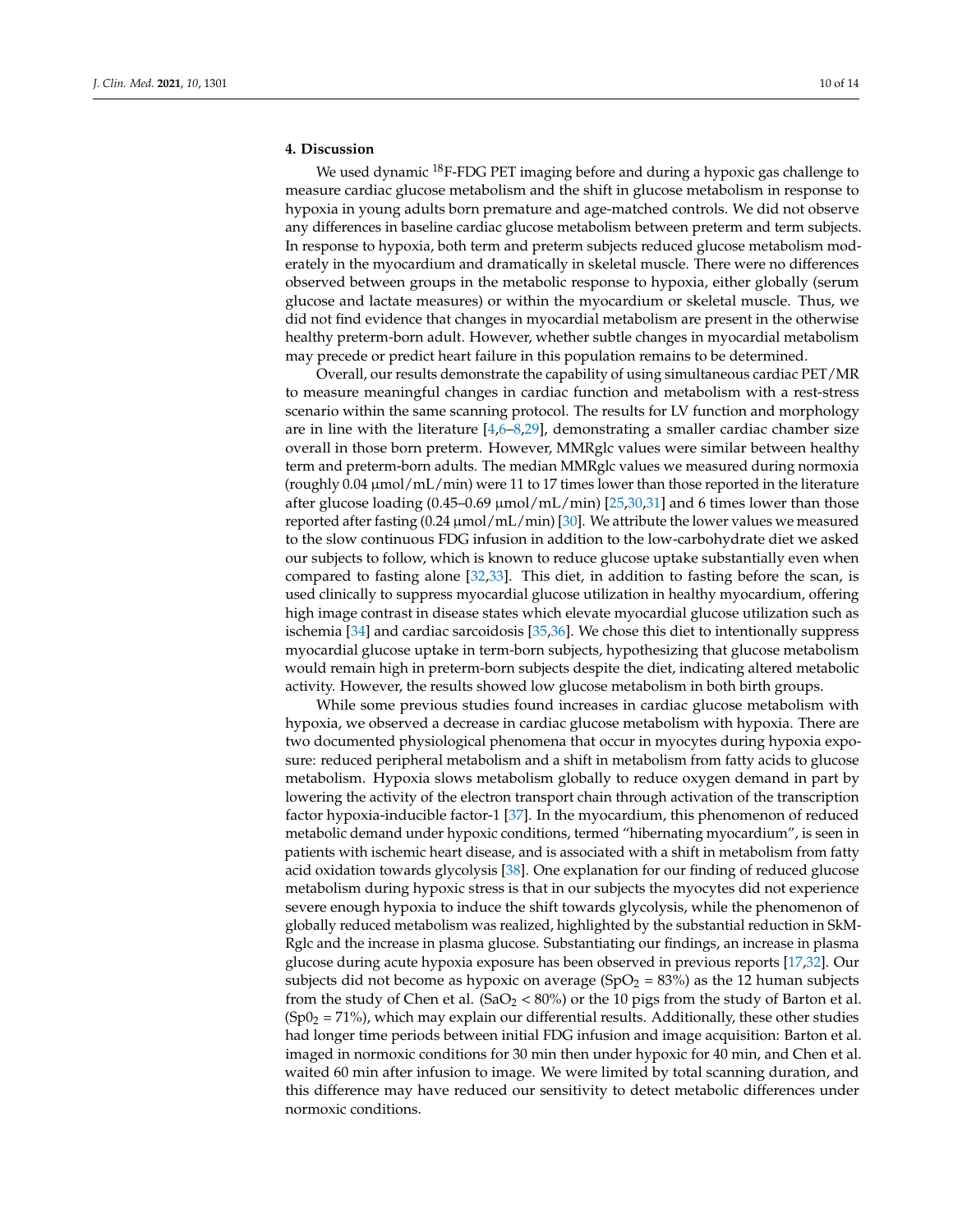## 4. Discussion

We used dynamic $^{18}$F-FDG PET imaging before and during a hypoxic gas challenge to measure cardiac glucose metabolism and the shift in glucose metabolism in response to hypoxia in young adults born premature and age-matched controls. We did not observe any differences in baseline cardiac glucose metabolism between preterm and term subjects. In response to hypoxia, both term and preterm subjects reduced glucose metabolism moderately in the myocardium and dramatically in skeletal muscle. There were no differences observed between groups in the metabolic response to hypoxia, either globally (serum glucose and lactate measures) or within the myocardium or skeletal muscle. Thus, we did not find evidence that changes in myocardial metabolism are present in the otherwise healthy preterm-born adult. However, whether subtle changes in myocardial metabolism may precede or predict heart failure in this population remains to be determined.

Overall, our results demonstrate the capability of using simultaneous cardiac PET/MR to measure meaningful changes in cardiac function and metabolism with a rest-stress scenario within the same scanning protocol. The results for LV function and morphology are in line with the literature [4,6–8,29], demonstrating a smaller cardiac chamber size overall in those born preterm. However, MMRglc values were similar between healthy term and preterm-born adults. The median MMRglc values we measured during normoxia (roughly 0.04 μmol/mL/min) were 11 to 17 times lower than those reported in the literature after glucose loading (0.45–0.69 μmol/mL/min) [25,30,31] and 6 times lower than those reported after fasting (0.24 μmol/mL/min) [30]. We attribute the lower values we measured to the slow continuous FDG infusion in addition to the low-carbohydrate diet we asked our subjects to follow, which is known to reduce glucose uptake substantially even when compared to fasting alone [32,33]. This diet, in addition to fasting before the scan, is used clinically to suppress myocardial glucose utilization in healthy myocardium, offering high image contrast in disease states which elevate myocardial glucose utilization such as ischemia [34] and cardiac sarcoidosis [35,36]. We chose this diet to intentionally suppress myocardial glucose uptake in term-born subjects, hypothesizing that glucose metabolism would remain high in preterm-born subjects despite the diet, indicating altered metabolic activity. However, the results showed low glucose metabolism in both birth groups.

While some previous studies found increases in cardiac glucose metabolism with hypoxia, we observed a decrease in cardiac glucose metabolism with hypoxia. There are two documented physiological phenomena that occur in myocytes during hypoxia exposure: reduced peripheral metabolism and a shift in metabolism from fatty acids to glucose metabolism. Hypoxia slows metabolism globally to reduce oxygen demand in part by lowering the activity of the electron transport chain through activation of the transcription factor hypoxia-inducible factor-1 [37]. In the myocardium, this phenomenon of reduced metabolic demand under hypoxic conditions, termed "hibernating myocardium", is seen in patients with ischemic heart disease, and is associated with a shift in metabolism from fatty acid oxidation towards glycolysis [38]. One explanation for our finding of reduced glucose metabolism during hypoxic stress is that in our subjects the myocytes did not experience severe enough hypoxia to induce the shift towards glycolysis, while the phenomenon of globally reduced metabolism was realized, highlighted by the substantial reduction in SkMRglc and the increase in plasma glucose. Substantiating our findings, an increase in plasma glucose during acute hypoxia exposure has been observed in previous reports [17,32]. Our subjects did not become as hypoxic on average ($SpO_2$ = 83%) as the 12 human subjects from the study of Chen et al. ($SaO_2$ < 80%) or the 10 pigs from the study of Barton et al. ($Sp0_2$ = 71%), which may explain our differential results. Additionally, these other studies had longer time periods between initial FDG infusion and image acquisition: Barton et al. imaged in normoxic conditions for 30 min then under hypoxic for 40 min, and Chen et al. waited 60 min after infusion to image. We were limited by total scanning duration, and this difference may have reduced our sensitivity to detect metabolic differences under normoxic conditions.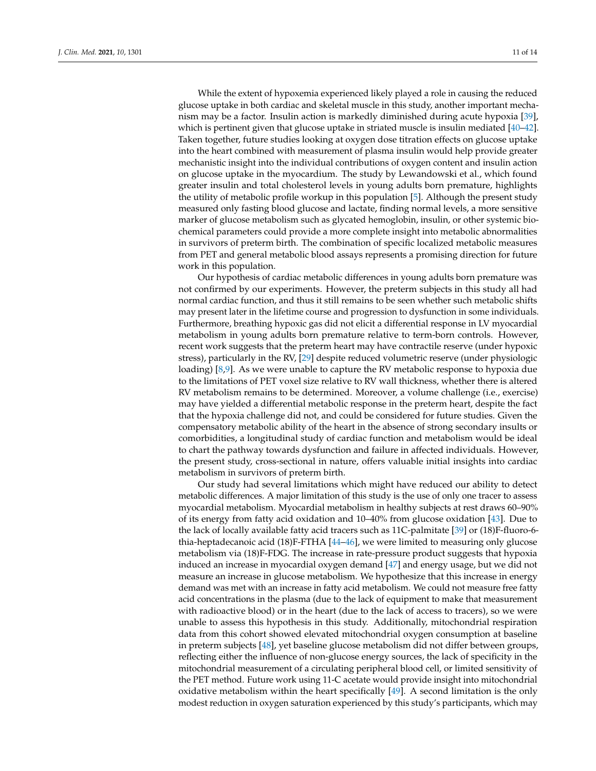While the extent of hypoxemia experienced likely played a role in causing the reduced glucose uptake in both cardiac and skeletal muscle in this study, another important mechanism may be a factor. Insulin action is markedly diminished during acute hypoxia [39], which is pertinent given that glucose uptake in striated muscle is insulin mediated [40–42]. Taken together, future studies looking at oxygen dose titration effects on glucose uptake into the heart combined with measurement of plasma insulin would help provide greater mechanistic insight into the individual contributions of oxygen content and insulin action on glucose uptake in the myocardium. The study by Lewandowski et al., which found greater insulin and total cholesterol levels in young adults born premature, highlights the utility of metabolic profile workup in this population [5]. Although the present study measured only fasting blood glucose and lactate, finding normal levels, a more sensitive marker of glucose metabolism such as glycated hemoglobin, insulin, or other systemic biochemical parameters could provide a more complete insight into metabolic abnormalities in survivors of preterm birth. The combination of specific localized metabolic measures from PET and general metabolic blood assays represents a promising direction for future work in this population.

Our hypothesis of cardiac metabolic differences in young adults born premature was not confirmed by our experiments. However, the preterm subjects in this study all had normal cardiac function, and thus it still remains to be seen whether such metabolic shifts may present later in the lifetime course and progression to dysfunction in some individuals. Furthermore, breathing hypoxic gas did not elicit a differential response in LV myocardial metabolism in young adults born premature relative to term-born controls. However, recent work suggests that the preterm heart may have contractile reserve (under hypoxic stress), particularly in the RV, [29] despite reduced volumetric reserve (under physiologic loading) [8,9]. As we were unable to capture the RV metabolic response to hypoxia due to the limitations of PET voxel size relative to RV wall thickness, whether there is altered RV metabolism remains to be determined. Moreover, a volume challenge (i.e., exercise) may have yielded a differential metabolic response in the preterm heart, despite the fact that the hypoxia challenge did not, and could be considered for future studies. Given the compensatory metabolic ability of the heart in the absence of strong secondary insults or comorbidities, a longitudinal study of cardiac function and metabolism would be ideal to chart the pathway towards dysfunction and failure in affected individuals. However, the present study, cross-sectional in nature, offers valuable initial insights into cardiac metabolism in survivors of preterm birth.

Our study had several limitations which might have reduced our ability to detect metabolic differences. A major limitation of this study is the use of only one tracer to assess myocardial metabolism. Myocardial metabolism in healthy subjects at rest draws 60–90% of its energy from fatty acid oxidation and 10–40% from glucose oxidation [43]. Due to the lack of locally available fatty acid tracers such as 11C-palmitate [39] or (18)F-fluoro-6-thia-heptadecanoic acid (18)F-FTHA [44–46], we were limited to measuring only glucose metabolism via (18)F-FDG. The increase in rate-pressure product suggests that hypoxia induced an increase in myocardial oxygen demand [47] and energy usage, but we did not measure an increase in glucose metabolism. We hypothesize that this increase in energy demand was met with an increase in fatty acid metabolism. We could not measure free fatty acid concentrations in the plasma (due to the lack of equipment to make that measurement with radioactive blood) or in the heart (due to the lack of access to tracers), so we were unable to assess this hypothesis in this study. Additionally, mitochondrial respiration data from this cohort showed elevated mitochondrial oxygen consumption at baseline in preterm subjects [48], yet baseline glucose metabolism did not differ between groups, reflecting either the influence of non-glucose energy sources, the lack of specificity in the mitochondrial measurement of a circulating peripheral blood cell, or limited sensitivity of the PET method. Future work using 11-C acetate would provide insight into mitochondrial oxidative metabolism within the heart specifically [49]. A second limitation is the only modest reduction in oxygen saturation experienced by this study's participants, which may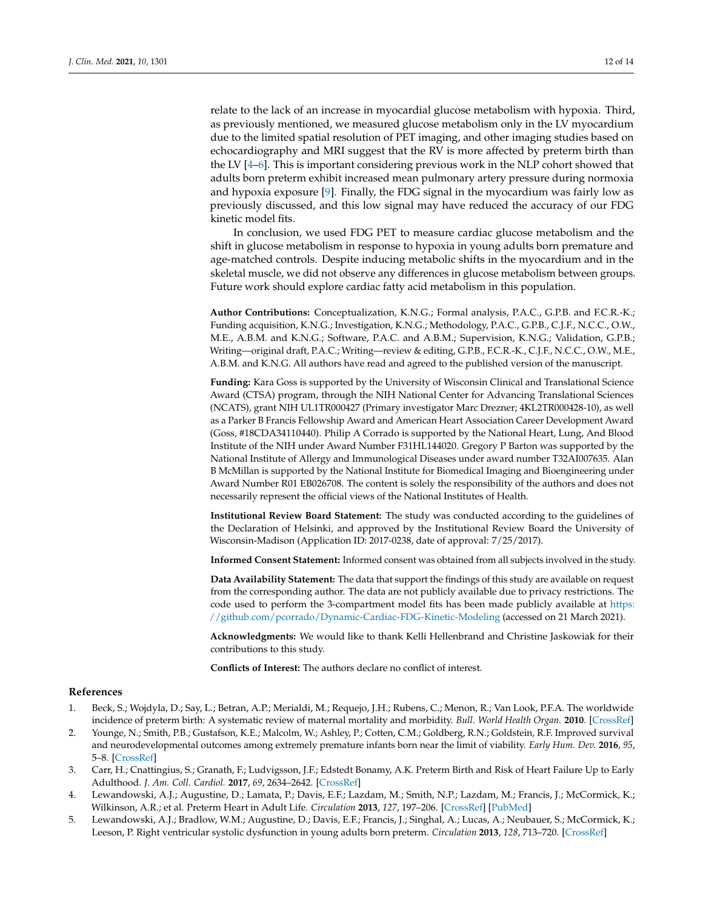relate to the lack of an increase in myocardial glucose metabolism with hypoxia. Third, as previously mentioned, we measured glucose metabolism only in the LV myocardium due to the limited spatial resolution of PET imaging, and other imaging studies based on echocardiography and MRI suggest that the RV is more affected by preterm birth than the LV [4–6]. This is important considering previous work in the NLP cohort showed that adults born preterm exhibit increased mean pulmonary artery pressure during normoxia and hypoxia exposure [9]. Finally, the FDG signal in the myocardium was fairly low as previously discussed, and this low signal may have reduced the accuracy of our FDG kinetic model fits.

In conclusion, we used FDG PET to measure cardiac glucose metabolism and the shift in glucose metabolism in response to hypoxia in young adults born premature and age-matched controls. Despite inducing metabolic shifts in the myocardium and in the skeletal muscle, we did not observe any differences in glucose metabolism between groups. Future work should explore cardiac fatty acid metabolism in this population.

**Author Contributions:** Conceptualization, K.N.G.; Formal analysis, P.A.C., G.P.B. and F.C.R.-K.; Funding acquisition, K.N.G.; Investigation, K.N.G.; Methodology, P.A.C., G.P.B., C.J.F., N.C.C., O.W., M.E., A.B.M. and K.N.G.; Software, P.A.C. and A.B.M.; Supervision, K.N.G.; Validation, G.P.B.; Writing—original draft, P.A.C.; Writing—review & editing, G.P.B., F.C.R.-K., C.J.F., N.C.C., O.W., M.E., A.B.M. and K.N.G. All authors have read and agreed to the published version of the manuscript.

**Funding:** Kara Goss is supported by the University of Wisconsin Clinical and Translational Science Award (CTSA) program, through the NIH National Center for Advancing Translational Sciences (NCATS), grant NIH UL1TR000427 (Primary investigator Marc Drezner; 4KL2TR000428-10), as well as a Parker B Francis Fellowship Award and American Heart Association Career Development Award (Goss, #18CDA34110440). Philip A Corrado is supported by the National Heart, Lung, And Blood Institute of the NIH under Award Number F31HL144020. Gregory P Barton was supported by the National Institute of Allergy and Immunological Diseases under award number T32AI007635. Alan B McMillan is supported by the National Institute for Biomedical Imaging and Bioengineering under Award Number R01 EB026708. The content is solely the responsibility of the authors and does not necessarily represent the official views of the National Institutes of Health.

**Institutional Review Board Statement:** The study was conducted according to the guidelines of the Declaration of Helsinki, and approved by the Institutional Review Board the University of Wisconsin-Madison (Application ID: 2017-0238, date of approval: 7/25/2017).

**Informed Consent Statement:** Informed consent was obtained from all subjects involved in the study.

**Data Availability Statement:** The data that support the findings of this study are available on request from the corresponding author. The data are not publicly available due to privacy restrictions. The code used to perform the 3-compartment model fits has been made publicly available at https://github.com/pcorrado/Dynamic-Cardiac-FDG-Kinetic-Modeling (accessed on 21 March 2021).

**Acknowledgments:** We would like to thank Kelli Hellenbrand and Christine Jaskowiak for their contributions to this study.

**Conflicts of Interest:** The authors declare no conflict of interest.

## References

1. Beck, S.; Wojdyla, D.; Say, L.; Betran, A.P.; Merialdi, M.; Requejo, J.H.; Rubens, C.; Menon, R.; Van Look, P.F.A. The worldwide incidence of preterm birth: A systematic review of maternal mortality and morbidity. *Bull. World Health Organ.* **2010**. [CrossRef]
2. Younge, N.; Smith, P.B.; Gustafson, K.E.; Malcolm, W.; Ashley, P.; Cotten, C.M.; Goldberg, R.N.; Goldstein, R.F. Improved survival and neurodevelopmental outcomes among extremely premature infants born near the limit of viability. *Early Hum. Dev.* **2016**, *95*, 5–8. [CrossRef]
3. Carr, H.; Cnattingius, S.; Granath, F.; Ludvigsson, J.F.; Edstedt Bonamy, A.K. Preterm Birth and Risk of Heart Failure Up to Early Adulthood. *J. Am. Coll. Cardiol.* **2017**, *69*, 2634–2642. [CrossRef]
4. Lewandowski, A.J.; Augustine, D.; Lamata, P.; Davis, E.F.; Lazdam, M.; Smith, N.P.; Lazdam, M.; Francis, J.; McCormick, K.; Wilkinson, A.R.; et al. Preterm Heart in Adult Life. *Circulation* **2013**, *127*, 197–206. [CrossRef] [PubMed]
5. Lewandowski, A.J.; Bradlow, W.M.; Augustine, D.; Davis, E.F.; Francis, J.; Singhal, A.; Lucas, A.; Neubauer, S.; McCormick, K.; Leeson, P. Right ventricular systolic dysfunction in young adults born preterm. *Circulation* **2013**, *128*, 713–720. [CrossRef]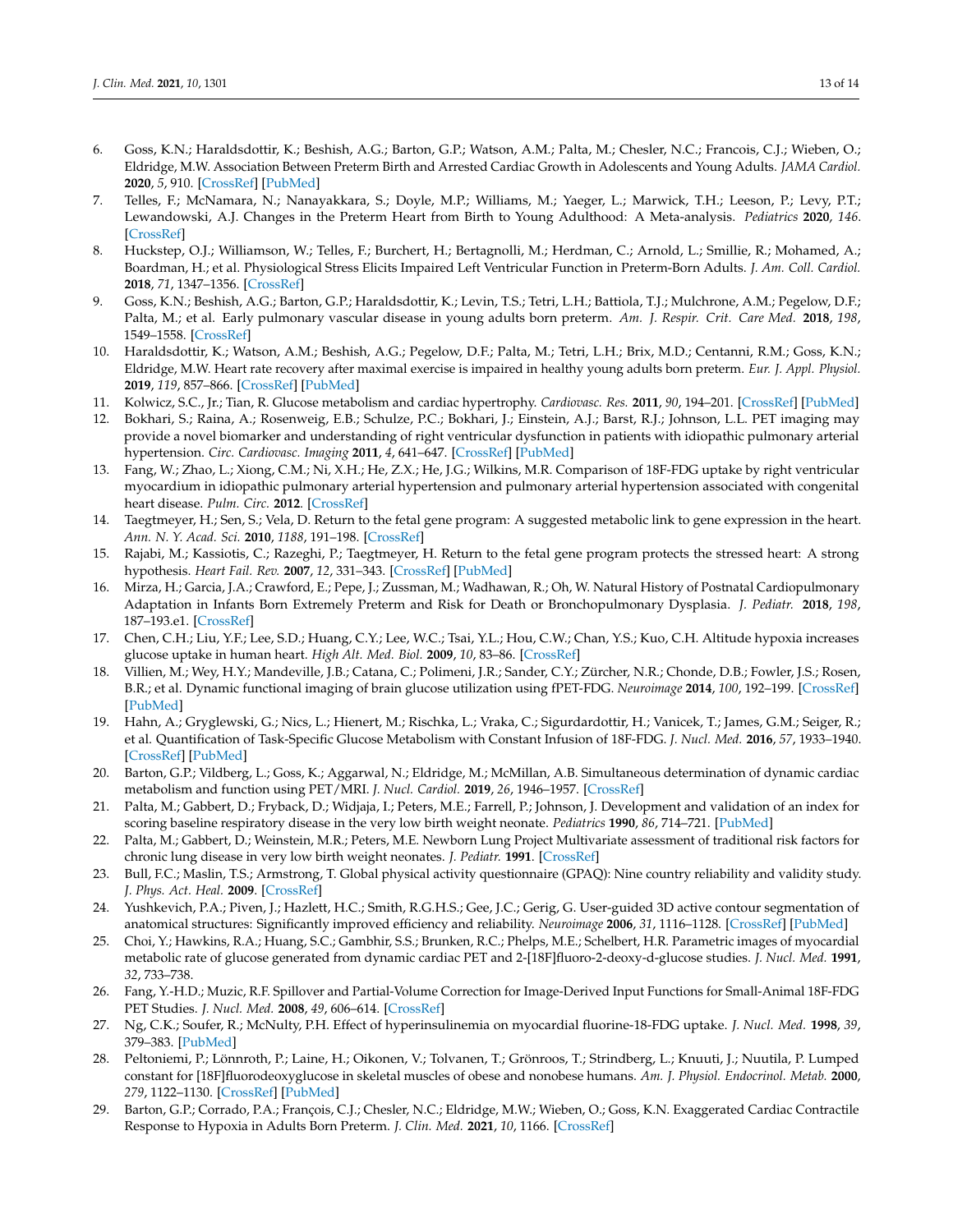6. Goss, K.N.; Haraldsdottir, K.; Beshish, A.G.; Barton, G.P.; Watson, A.M.; Palta, M.; Chesler, N.C.; Francois, C.J.; Wieben, O.; Eldridge, M.W. Association Between Preterm Birth and Arrested Cardiac Growth in Adolescents and Young Adults. *JAMA Cardiol.* **2020**, *5*, 910. [CrossRef] [PubMed]
7. Telles, F.; McNamara, N.; Nanayakkara, S.; Doyle, M.P.; Williams, M.; Yaeger, L.; Marwick, T.H.; Leeson, P.; Levy, P.T.; Lewandowski, A.J. Changes in the Preterm Heart from Birth to Young Adulthood: A Meta-analysis. *Pediatrics* **2020**, *146*. [CrossRef]
8. Huckstep, O.J.; Williamson, W.; Telles, F.; Burchert, H.; Bertagnolli, M.; Herdman, C.; Arnold, L.; Smillie, R.; Mohamed, A.; Boardman, H.; et al. Physiological Stress Elicits Impaired Left Ventricular Function in Preterm-Born Adults. *J. Am. Coll. Cardiol.* **2018**, *71*, 1347–1356. [CrossRef]
9. Goss, K.N.; Beshish, A.G.; Barton, G.P.; Haraldsdottir, K.; Levin, T.S.; Tetri, L.H.; Battiola, T.J.; Mulchrone, A.M.; Pegelow, D.F.; Palta, M.; et al. Early pulmonary vascular disease in young adults born preterm. *Am. J. Respir. Crit. Care Med.* **2018**, *198*, 1549–1558. [CrossRef]
10. Haraldsdottir, K.; Watson, A.M.; Beshish, A.G.; Pegelow, D.F.; Palta, M.; Tetri, L.H.; Brix, M.D.; Centanni, R.M.; Goss, K.N.; Eldridge, M.W. Heart rate recovery after maximal exercise is impaired in healthy young adults born preterm. *Eur. J. Appl. Physiol.* **2019**, *119*, 857–866. [CrossRef] [PubMed]
11. Kolwicz, S.C., Jr.; Tian, R. Glucose metabolism and cardiac hypertrophy. *Cardiovasc. Res.* **2011**, *90*, 194–201. [CrossRef] [PubMed]
12. Bokhari, S.; Raina, A.; Rosenweig, E.B.; Schulze, P.C.; Bokhari, J.; Einstein, A.J.; Barst, R.J.; Johnson, L.L. PET imaging may provide a novel biomarker and understanding of right ventricular dysfunction in patients with idiopathic pulmonary arterial hypertension. *Circ. Cardiovasc. Imaging* **2011**, *4*, 641–647. [CrossRef] [PubMed]
13. Fang, W.; Zhao, L.; Xiong, C.M.; Ni, X.H.; He, Z.X.; He, J.G.; Wilkins, M.R. Comparison of 18F-FDG uptake by right ventricular myocardium in idiopathic pulmonary arterial hypertension and pulmonary arterial hypertension associated with congenital heart disease. *Pulm. Circ.* **2012**. [CrossRef]
14. Taegtmeyer, H.; Sen, S.; Vela, D. Return to the fetal gene program: A suggested metabolic link to gene expression in the heart. *Ann. N. Y. Acad. Sci.* **2010**, *1188*, 191–198. [CrossRef]
15. Rajabi, M.; Kassiotis, C.; Razeghi, P.; Taegtmeyer, H. Return to the fetal gene program protects the stressed heart: A strong hypothesis. *Heart Fail. Rev.* **2007**, *12*, 331–343. [CrossRef] [PubMed]
16. Mirza, H.; Garcia, J.A.; Crawford, E.; Pepe, J.; Zussman, M.; Wadhawan, R.; Oh, W. Natural History of Postnatal Cardiopulmonary Adaptation in Infants Born Extremely Preterm and Risk for Death or Bronchopulmonary Dysplasia. *J. Pediatr.* **2018**, *198*, 187–193.e1. [CrossRef]
17. Chen, C.H.; Liu, Y.F.; Lee, S.D.; Huang, C.Y.; Lee, W.C.; Tsai, Y.L.; Hou, C.W.; Chan, Y.S.; Kuo, C.H. Altitude hypoxia increases glucose uptake in human heart. *High Alt. Med. Biol.* **2009**, *10*, 83–86. [CrossRef]
18. Villien, M.; Wey, H.Y.; Mandeville, J.B.; Catana, C.; Polimeni, J.R.; Sander, C.Y.; Zürcher, N.R.; Chonde, D.B.; Fowler, J.S.; Rosen, B.R.; et al. Dynamic functional imaging of brain glucose utilization using fPET-FDG. *Neuroimage* **2014**, *100*, 192–199. [CrossRef] [PubMed]
19. Hahn, A.; Gryglewski, G.; Nics, L.; Hienert, M.; Rischka, L.; Vraka, C.; Sigurdardottir, H.; Vanicek, T.; James, G.M.; Seiger, R.; et al. Quantification of Task-Specific Glucose Metabolism with Constant Infusion of 18F-FDG. *J. Nucl. Med.* **2016**, *57*, 1933–1940. [CrossRef] [PubMed]
20. Barton, G.P.; Vildberg, L.; Goss, K.; Aggarwal, N.; Eldridge, M.; McMillan, A.B. Simultaneous determination of dynamic cardiac metabolism and function using PET/MRI. *J. Nucl. Cardiol.* **2019**, *26*, 1946–1957. [CrossRef]
21. Palta, M.; Gabbert, D.; Fryback, D.; Widjaja, I.; Peters, M.E.; Farrell, P.; Johnson, J. Development and validation of an index for scoring baseline respiratory disease in the very low birth weight neonate. *Pediatrics* **1990**, *86*, 714–721. [PubMed]
22. Palta, M.; Gabbert, D.; Weinstein, M.R.; Peters, M.E. Newborn Lung Project Multivariate assessment of traditional risk factors for chronic lung disease in very low birth weight neonates. *J. Pediatr.* **1991**. [CrossRef]
23. Bull, F.C.; Maslin, T.S.; Armstrong, T. Global physical activity questionnaire (GPAQ): Nine country reliability and validity study. *J. Phys. Act. Heal.* **2009**. [CrossRef]
24. Yushkevich, P.A.; Piven, J.; Hazlett, H.C.; Smith, R.G.H.S.; Gee, J.C.; Gerig, G. User-guided 3D active contour segmentation of anatomical structures: Significantly improved efficiency and reliability. *Neuroimage* **2006**, *31*, 1116–1128. [CrossRef] [PubMed]
25. Choi, Y.; Hawkins, R.A.; Huang, S.C.; Gambhir, S.S.; Brunken, R.C.; Phelps, M.E.; Schelbert, H.R. Parametric images of myocardial metabolic rate of glucose generated from dynamic cardiac PET and 2-[18F]fluoro-2-deoxy-d-glucose studies. *J. Nucl. Med.* **1991**, *32*, 733–738.
26. Fang, Y.-H.D.; Muzic, R.F. Spillover and Partial-Volume Correction for Image-Derived Input Functions for Small-Animal 18F-FDG PET Studies. *J. Nucl. Med.* **2008**, *49*, 606–614. [CrossRef]
27. Ng, C.K.; Soufer, R.; McNulty, P.H. Effect of hyperinsulinemia on myocardial fluorine-18-FDG uptake. *J. Nucl. Med.* **1998**, *39*, 379–383. [PubMed]
28. Peltoniemi, P.; Lönnroth, P.; Laine, H.; Oikonen, V.; Tolvanen, T.; Grönroos, T.; Strindberg, L.; Knuuti, J.; Nuutila, P. Lumped constant for [18F]fluorodeoxyglucose in skeletal muscles of obese and nonobese humans. *Am. J. Physiol. Endocrinol. Metab.* **2000**, *279*, 1122–1130. [CrossRef] [PubMed]
29. Barton, G.P.; Corrado, P.A.; François, C.J.; Chesler, N.C.; Eldridge, M.W.; Wieben, O.; Goss, K.N. Exaggerated Cardiac Contractile Response to Hypoxia in Adults Born Preterm. *J. Clin. Med.* **2021**, *10*, 1166. [CrossRef]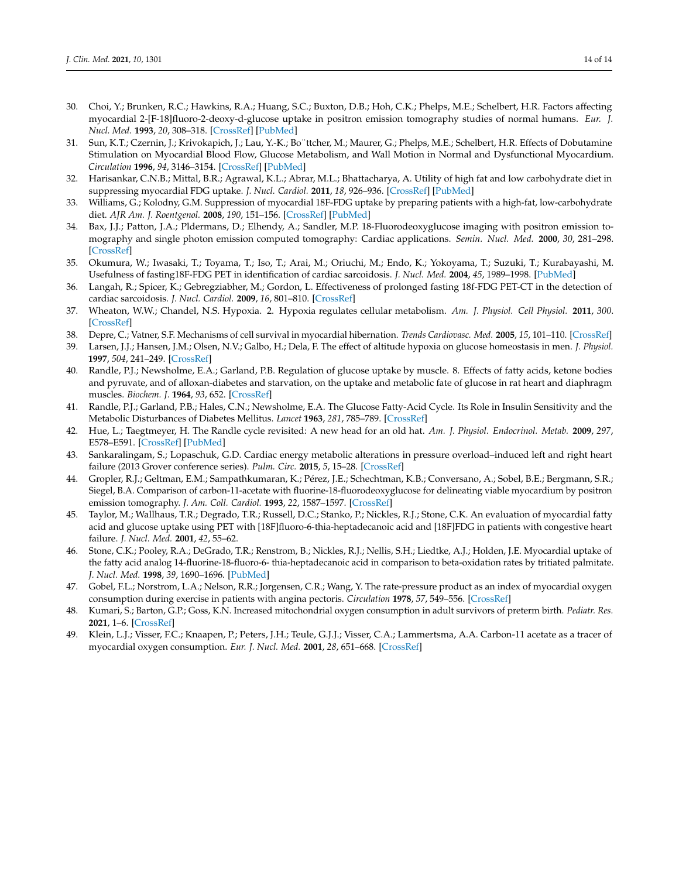30. Choi, Y.; Brunken, R.C.; Hawkins, R.A.; Huang, S.C.; Buxton, D.B.; Hoh, C.K.; Phelps, M.E.; Schelbert, H.R. Factors affecting myocardial 2-[F-18]fluoro-2-deoxy-d-glucose uptake in positron emission tomography studies of normal humans. *Eur. J. Nucl. Med.* **1993**, *20*, 308–318. [CrossRef] [PubMed]
31. Sun, K.T.; Czernin, J.; Krivokapich, J.; Lau, Y.-K.; Bo¨ttcher, M.; Maurer, G.; Phelps, M.E.; Schelbert, H.R. Effects of Dobutamine Stimulation on Myocardial Blood Flow, Glucose Metabolism, and Wall Motion in Normal and Dysfunctional Myocardium. *Circulation* **1996**, *94*, 3146–3154. [CrossRef] [PubMed]
32. Harisankar, C.N.B.; Mittal, B.R.; Agrawal, K.L.; Abrar, M.L.; Bhattacharya, A. Utility of high fat and low carbohydrate diet in suppressing myocardial FDG uptake. *J. Nucl. Cardiol.* **2011**, *18*, 926–936. [CrossRef] [PubMed]
33. Williams, G.; Kolodny, G.M. Suppression of myocardial 18F-FDG uptake by preparing patients with a high-fat, low-carbohydrate diet. *AJR Am. J. Roentgenol.* **2008**, *190*, 151–156. [CrossRef] [PubMed]
34. Bax, J.J.; Patton, J.A.; Pldermans, D.; Elhendy, A.; Sandler, M.P. 18-Fluorodeoxyglucose imaging with positron emission tomography and single photon emission computed tomography: Cardiac applications. *Semin. Nucl. Med.* **2000**, *30*, 281–298. [CrossRef]
35. Okumura, W.; Iwasaki, T.; Toyama, T.; Iso, T.; Arai, M.; Oriuchi, M.; Endo, K.; Yokoyama, T.; Suzuki, T.; Kurabayashi, M. Usefulness of fasting18F-FDG PET in identification of cardiac sarcoidosis. *J. Nucl. Med.* **2004**, *45*, 1989–1998. [PubMed]
36. Langah, R.; Spicer, K.; Gebregziabher, M.; Gordon, L. Effectiveness of prolonged fasting 18f-FDG PET-CT in the detection of cardiac sarcoidosis. *J. Nucl. Cardiol.* **2009**, *16*, 801–810. [CrossRef]
37. Wheaton, W.W.; Chandel, N.S. Hypoxia. 2. Hypoxia regulates cellular metabolism. *Am. J. Physiol. Cell Physiol.* **2011**, *300*. [CrossRef]
38. Depre, C.; Vatner, S.F. Mechanisms of cell survival in myocardial hibernation. *Trends Cardiovasc. Med.* **2005**, *15*, 101–110. [CrossRef]
39. Larsen, J.J.; Hansen, J.M.; Olsen, N.V.; Galbo, H.; Dela, F. The effect of altitude hypoxia on glucose homeostasis in men. *J. Physiol.* **1997**, *504*, 241–249. [CrossRef]
40. Randle, P.J.; Newsholme, E.A.; Garland, P.B. Regulation of glucose uptake by muscle. 8. Effects of fatty acids, ketone bodies and pyruvate, and of alloxan-diabetes and starvation, on the uptake and metabolic fate of glucose in rat heart and diaphragm muscles. *Biochem. J.* **1964**, *93*, 652. [CrossRef]
41. Randle, P.J.; Garland, P.B.; Hales, C.N.; Newsholme, E.A. The Glucose Fatty-Acid Cycle. Its Role in Insulin Sensitivity and the Metabolic Disturbances of Diabetes Mellitus. *Lancet* **1963**, *281*, 785–789. [CrossRef]
42. Hue, L.; Taegtmeyer, H. The Randle cycle revisited: A new head for an old hat. *Am. J. Physiol. Endocrinol. Metab.* **2009**, *297*, E578–E591. [CrossRef] [PubMed]
43. Sankaralingam, S.; Lopaschuk, G.D. Cardiac energy metabolic alterations in pressure overload–induced left and right heart failure (2013 Grover conference series). *Pulm. Circ.* **2015**, *5*, 15–28. [CrossRef]
44. Gropler, R.J.; Geltman, E.M.; Sampathkumaran, K.; Pérez, J.E.; Schechtman, K.B.; Conversano, A.; Sobel, B.E.; Bergmann, S.R.; Siegel, B.A. Comparison of carbon-11-acetate with fluorine-18-fluorodeoxyglucose for delineating viable myocardium by positron emission tomography. *J. Am. Coll. Cardiol.* **1993**, *22*, 1587–1597. [CrossRef]
45. Taylor, M.; Wallhaus, T.R.; Degrado, T.R.; Russell, D.C.; Stanko, P.; Nickles, R.J.; Stone, C.K. An evaluation of myocardial fatty acid and glucose uptake using PET with [18F]fluoro-6-thia-heptadecanoic acid and [18F]FDG in patients with congestive heart failure. *J. Nucl. Med.* **2001**, *42*, 55–62.
46. Stone, C.K.; Pooley, R.A.; DeGrado, T.R.; Renstrom, B.; Nickles, R.J.; Nellis, S.H.; Liedtke, A.J.; Holden, J.E. Myocardial uptake of the fatty acid analog 14-fluorine-18-fluoro-6- thia-heptadecanoic acid in comparison to beta-oxidation rates by tritiated palmitate. *J. Nucl. Med.* **1998**, *39*, 1690–1696. [PubMed]
47. Gobel, F.L.; Norstrom, L.A.; Nelson, R.R.; Jorgensen, C.R.; Wang, Y. The rate-pressure product as an index of myocardial oxygen consumption during exercise in patients with angina pectoris. *Circulation* **1978**, *57*, 549–556. [CrossRef]
48. Kumari, S.; Barton, G.P.; Goss, K.N. Increased mitochondrial oxygen consumption in adult survivors of preterm birth. *Pediatr. Res.* **2021**, 1–6. [CrossRef]
49. Klein, L.J.; Visser, F.C.; Knaapen, P.; Peters, J.H.; Teule, G.J.J.; Visser, C.A.; Lammertsma, A.A. Carbon-11 acetate as a tracer of myocardial oxygen consumption. *Eur. J. Nucl. Med.* **2001**, *28*, 651–668. [CrossRef]